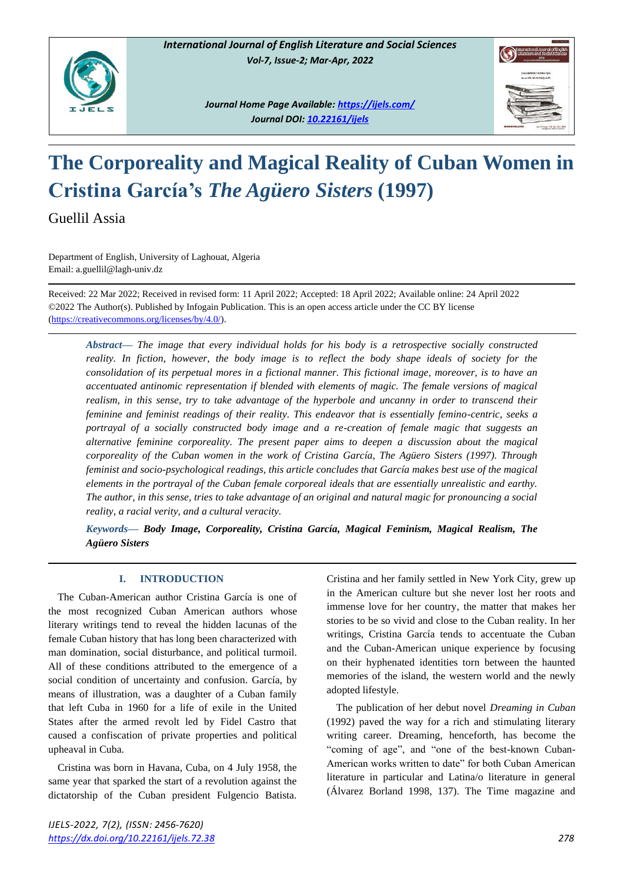# The Corporeality and Magical Reality of Cuban Women in Cristina García's *The Agüero Sisters* (1997)

Guellil Assia

Department of English, University of Laghouat, Algeria
Email: a.guellil@lagh-univ.dz

Received: 22 Mar 2022; Received in revised form: 11 April 2022; Accepted: 18 April 2022; Available online: 24 April 2022
©2022 The Author(s). Published by Infogain Publication. This is an open access article under the CC BY license (https://creativecommons.org/licenses/by/4.0/).

***Abstract*— *The image that every individual holds for his body is a retrospective socially constructed reality. In fiction, however, the body image is to reflect the body shape ideals of society for the consolidation of its perpetual mores in a fictional manner. This fictional image, moreover, is to have an accentuated antinomic representation if blended with elements of magic. The female versions of magical realism, in this sense, try to take advantage of the hyperbole and uncanny in order to transcend their feminine and feminist readings of their reality. This endeavor that is essentially femino-centric, seeks a portrayal of a socially constructed body image and a re-creation of female magic that suggests an alternative feminine corporeality. The present paper aims to deepen a discussion about the magical corporeality of the Cuban women in the work of Cristina García, The Agüero Sisters (1997). Through feminist and socio-psychological readings, this article concludes that García makes best use of the magical elements in the portrayal of the Cuban female corporeal ideals that are essentially unrealistic and earthy. The author, in this sense, tries to take advantage of an original and natural magic for pronouncing a social reality, a racial verity, and a cultural veracity.*

***Keywords*— Body Image, Corporeality, Cristina García, Magical Feminism, Magical Realism, The Agüero Sisters**

## I. INTRODUCTION

The Cuban-American author Cristina García is one of the most recognized Cuban American authors whose literary writings tend to reveal the hidden lacunas of the female Cuban history that has long been characterized with man domination, social disturbance, and political turmoil. All of these conditions attributed to the emergence of a social condition of uncertainty and confusion. García, by means of illustration, was a daughter of a Cuban family that left Cuba in 1960 for a life of exile in the United States after the armed revolt led by Fidel Castro that caused a confiscation of private properties and political upheaval in Cuba.

Cristina was born in Havana, Cuba, on 4 July 1958, the same year that sparked the start of a revolution against the dictatorship of the Cuban president Fulgencio Batista. Cristina and her family settled in New York City, grew up in the American culture but she never lost her roots and immense love for her country, the matter that makes her stories to be so vivid and close to the Cuban reality. In her writings, Cristina García tends to accentuate the Cuban and the Cuban-American unique experience by focusing on their hyphenated identities torn between the haunted memories of the island, the western world and the newly adopted lifestyle.

The publication of her debut novel *Dreaming in Cuban* (1992) paved the way for a rich and stimulating literary writing career. Dreaming, henceforth, has become the "coming of age", and "one of the best-known Cuban-American works written to date" for both Cuban American literature in particular and Latina/o literature in general (Álvarez Borland 1998, 137). The Time magazine and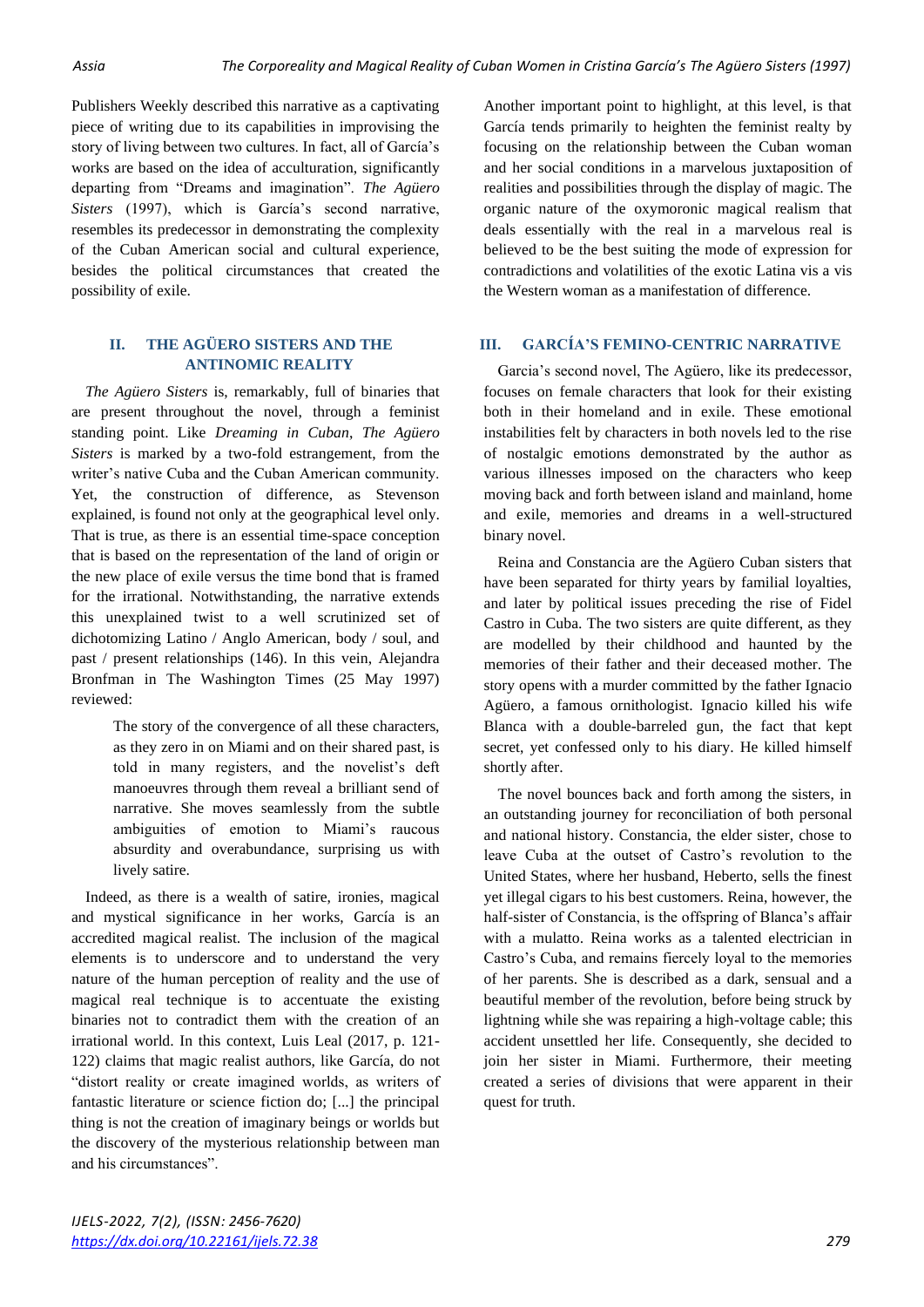Publishers Weekly described this narrative as a captivating piece of writing due to its capabilities in improvising the story of living between two cultures. In fact, all of García's works are based on the idea of acculturation, significantly departing from "Dreams and imagination". *The Agüero Sisters* (1997), which is García's second narrative, resembles its predecessor in demonstrating the complexity of the Cuban American social and cultural experience, besides the political circumstances that created the possibility of exile.

## II. THE AGÜERO SISTERS AND THE ANTINOMIC REALITY

*The Agüero Sisters* is, remarkably, full of binaries that are present throughout the novel, through a feminist standing point. Like *Dreaming in Cuban*, *The Agüero Sisters* is marked by a two-fold estrangement, from the writer's native Cuba and the Cuban American community. Yet, the construction of difference, as Stevenson explained, is found not only at the geographical level only. That is true, as there is an essential time-space conception that is based on the representation of the land of origin or the new place of exile versus the time bond that is framed for the irrational. Notwithstanding, the narrative extends this unexplained twist to a well scrutinized set of dichotomizing Latino / Anglo American, body / soul, and past / present relationships (146). In this vein, Alejandra Bronfman in The Washington Times (25 May 1997) reviewed:

> The story of the convergence of all these characters, as they zero in on Miami and on their shared past, is told in many registers, and the novelist's deft manoeuvres through them reveal a brilliant send of narrative. She moves seamlessly from the subtle ambiguities of emotion to Miami's raucous absurdity and overabundance, surprising us with lively satire.

Indeed, as there is a wealth of satire, ironies, magical and mystical significance in her works, García is an accredited magical realist. The inclusion of the magical elements is to underscore and to understand the very nature of the human perception of reality and the use of magical real technique is to accentuate the existing binaries not to contradict them with the creation of an irrational world. In this context, Luis Leal (2017, p. 121-122) claims that magic realist authors, like García, do not "distort reality or create imagined worlds, as writers of fantastic literature or science fiction do; [...] the principal thing is not the creation of imaginary beings or worlds but the discovery of the mysterious relationship between man and his circumstances".

Another important point to highlight, at this level, is that García tends primarily to heighten the feminist realty by focusing on the relationship between the Cuban woman and her social conditions in a marvelous juxtaposition of realities and possibilities through the display of magic. The organic nature of the oxymoronic magical realism that deals essentially with the real in a marvelous real is believed to be the best suiting the mode of expression for contradictions and volatilities of the exotic Latina vis a vis the Western woman as a manifestation of difference.

## III. GARCÍA'S FEMINO-CENTRIC NARRATIVE

Garcia's second novel, The Agüero, like its predecessor, focuses on female characters that look for their existing both in their homeland and in exile. These emotional instabilities felt by characters in both novels led to the rise of nostalgic emotions demonstrated by the author as various illnesses imposed on the characters who keep moving back and forth between island and mainland, home and exile, memories and dreams in a well-structured binary novel.

Reina and Constancia are the Agüero Cuban sisters that have been separated for thirty years by familial loyalties, and later by political issues preceding the rise of Fidel Castro in Cuba. The two sisters are quite different, as they are modelled by their childhood and haunted by the memories of their father and their deceased mother. The story opens with a murder committed by the father Ignacio Agüero, a famous ornithologist. Ignacio killed his wife Blanca with a double-barreled gun, the fact that kept secret, yet confessed only to his diary. He killed himself shortly after.

The novel bounces back and forth among the sisters, in an outstanding journey for reconciliation of both personal and national history. Constancia, the elder sister, chose to leave Cuba at the outset of Castro's revolution to the United States, where her husband, Heberto, sells the finest yet illegal cigars to his best customers. Reina, however, the half-sister of Constancia, is the offspring of Blanca's affair with a mulatto. Reina works as a talented electrician in Castro's Cuba, and remains fiercely loyal to the memories of her parents. She is described as a dark, sensual and a beautiful member of the revolution, before being struck by lightning while she was repairing a high-voltage cable; this accident unsettled her life. Consequently, she decided to join her sister in Miami. Furthermore, their meeting created a series of divisions that were apparent in their quest for truth.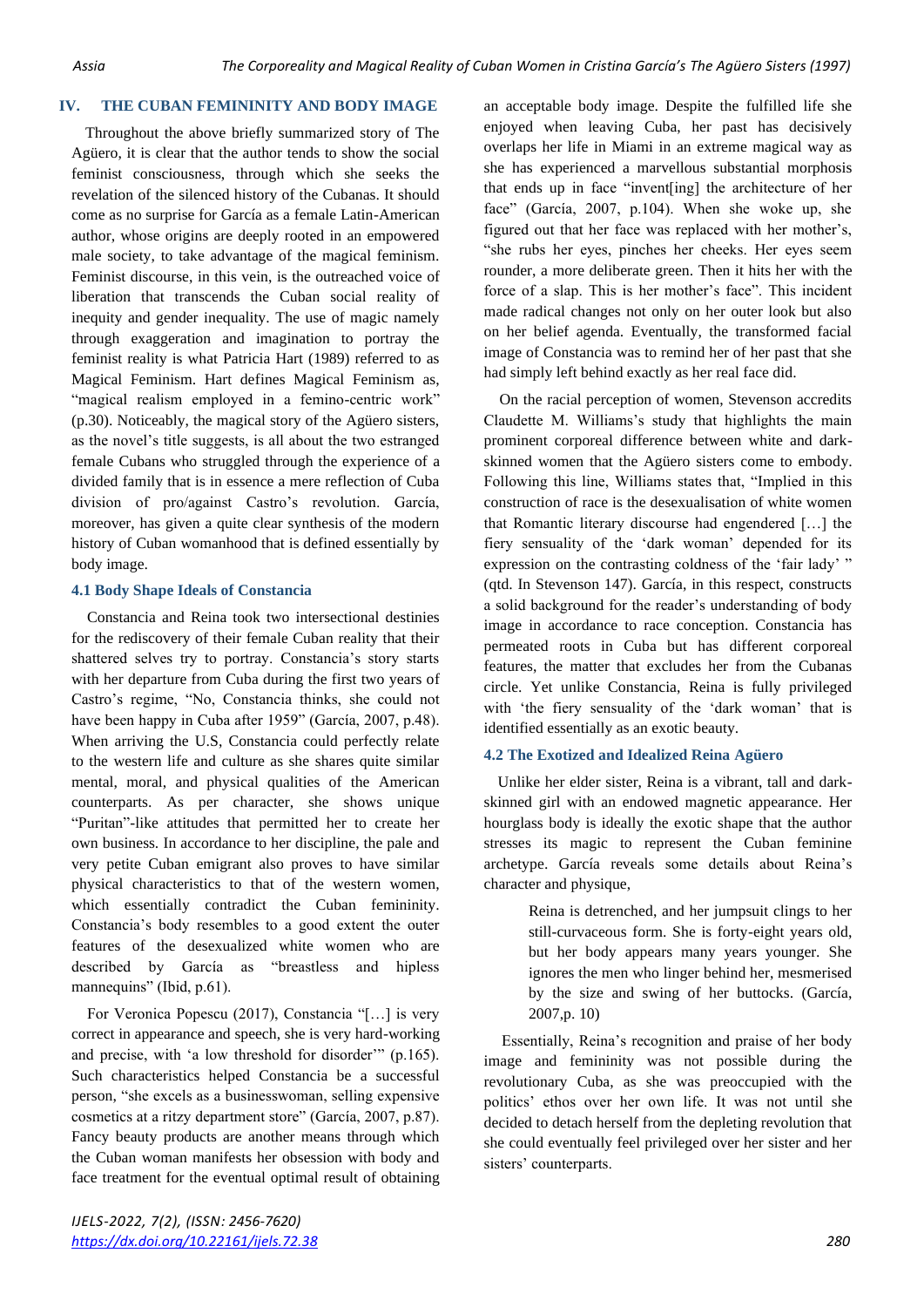## IV. THE CUBAN FEMININITY AND BODY IMAGE

Throughout the above briefly summarized story of The Agüero, it is clear that the author tends to show the social feminist consciousness, through which she seeks the revelation of the silenced history of the Cubanas. It should come as no surprise for García as a female Latin-American author, whose origins are deeply rooted in an empowered male society, to take advantage of the magical feminism. Feminist discourse, in this vein, is the outreached voice of liberation that transcends the Cuban social reality of inequity and gender inequality. The use of magic namely through exaggeration and imagination to portray the feminist reality is what Patricia Hart (1989) referred to as Magical Feminism. Hart defines Magical Feminism as, "magical realism employed in a femino-centric work" (p.30). Noticeably, the magical story of the Agüero sisters, as the novel's title suggests, is all about the two estranged female Cubans who struggled through the experience of a divided family that is in essence a mere reflection of Cuba division of pro/against Castro's revolution. García, moreover, has given a quite clear synthesis of the modern history of Cuban womanhood that is defined essentially by body image.

### 4.1 Body Shape Ideals of Constancia

Constancia and Reina took two intersectional destinies for the rediscovery of their female Cuban reality that their shattered selves try to portray. Constancia's story starts with her departure from Cuba during the first two years of Castro's regime, "No, Constancia thinks, she could not have been happy in Cuba after 1959" (García, 2007, p.48). When arriving the U.S, Constancia could perfectly relate to the western life and culture as she shares quite similar mental, moral, and physical qualities of the American counterparts. As per character, she shows unique "Puritan"-like attitudes that permitted her to create her own business. In accordance to her discipline, the pale and very petite Cuban emigrant also proves to have similar physical characteristics to that of the western women, which essentially contradict the Cuban femininity. Constancia's body resembles to a good extent the outer features of the desexualized white women who are described by García as "breastless and hipless mannequins" (Ibid, p.61).

For Veronica Popescu (2017), Constancia "[…] is very correct in appearance and speech, she is very hard-working and precise, with 'a low threshold for disorder'" (p.165). Such characteristics helped Constancia be a successful person, "she excels as a businesswoman, selling expensive cosmetics at a ritzy department store" (García, 2007, p.87). Fancy beauty products are another means through which the Cuban woman manifests her obsession with body and face treatment for the eventual optimal result of obtaining an acceptable body image. Despite the fulfilled life she enjoyed when leaving Cuba, her past has decisively overlaps her life in Miami in an extreme magical way as she has experienced a marvellous substantial morphosis that ends up in face "invent[ing] the architecture of her face" (García, 2007, p.104). When she woke up, she figured out that her face was replaced with her mother's, "she rubs her eyes, pinches her cheeks. Her eyes seem rounder, a more deliberate green. Then it hits her with the force of a slap. This is her mother's face". This incident made radical changes not only on her outer look but also on her belief agenda. Eventually, the transformed facial image of Constancia was to remind her of her past that she had simply left behind exactly as her real face did.

On the racial perception of women, Stevenson accredits Claudette M. Williams's study that highlights the main prominent corporeal difference between white and dark-skinned women that the Agüero sisters come to embody. Following this line, Williams states that, "Implied in this construction of race is the desexualisation of white women that Romantic literary discourse had engendered […] the fiery sensuality of the 'dark woman' depended for its expression on the contrasting coldness of the 'fair lady' " (qtd. In Stevenson 147). García, in this respect, constructs a solid background for the reader's understanding of body image in accordance to race conception. Constancia has permeated roots in Cuba but has different corporeal features, the matter that excludes her from the Cubanas circle. Yet unlike Constancia, Reina is fully privileged with 'the fiery sensuality of the 'dark woman' that is identified essentially as an exotic beauty.

### 4.2 The Exotized and Idealized Reina Agüero

Unlike her elder sister, Reina is a vibrant, tall and dark-skinned girl with an endowed magnetic appearance. Her hourglass body is ideally the exotic shape that the author stresses its magic to represent the Cuban feminine archetype. García reveals some details about Reina's character and physique,

> Reina is detrenched, and her jumpsuit clings to her still-curvaceous form. She is forty-eight years old, but her body appears many years younger. She ignores the men who linger behind her, mesmerised by the size and swing of her buttocks. (García, 2007,p. 10)

Essentially, Reina's recognition and praise of her body image and femininity was not possible during the revolutionary Cuba, as she was preoccupied with the politics' ethos over her own life. It was not until she decided to detach herself from the depleting revolution that she could eventually feel privileged over her sister and her sisters' counterparts.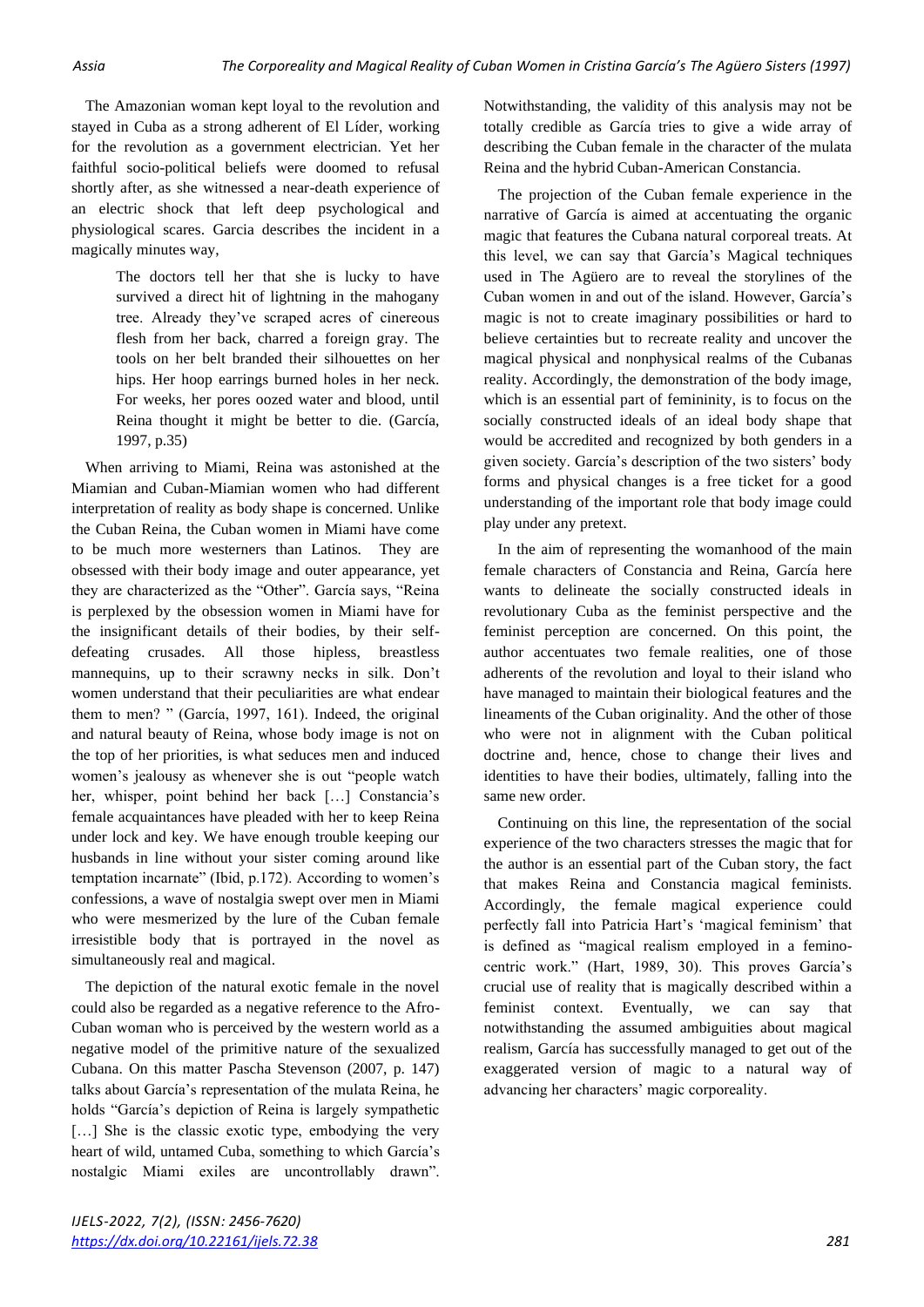The Amazonian woman kept loyal to the revolution and stayed in Cuba as a strong adherent of El Líder, working for the revolution as a government electrician. Yet her faithful socio-political beliefs were doomed to refusal shortly after, as she witnessed a near-death experience of an electric shock that left deep psychological and physiological scares. Garcia describes the incident in a magically minutes way,

> The doctors tell her that she is lucky to have survived a direct hit of lightning in the mahogany tree. Already they've scraped acres of cinereous flesh from her back, charred a foreign gray. The tools on her belt branded their silhouettes on her hips. Her hoop earrings burned holes in her neck. For weeks, her pores oozed water and blood, until Reina thought it might be better to die. (García, 1997, p.35)

When arriving to Miami, Reina was astonished at the Miamian and Cuban-Miamian women who had different interpretation of reality as body shape is concerned. Unlike the Cuban Reina, the Cuban women in Miami have come to be much more westerners than Latinos. They are obsessed with their body image and outer appearance, yet they are characterized as the "Other". García says, "Reina is perplexed by the obsession women in Miami have for the insignificant details of their bodies, by their self-defeating crusades. All those hipless, breastless mannequins, up to their scrawny necks in silk. Don't women understand that their peculiarities are what endear them to men? " (García, 1997, 161). Indeed, the original and natural beauty of Reina, whose body image is not on the top of her priorities, is what seduces men and induced women's jealousy as whenever she is out "people watch her, whisper, point behind her back [...] Constancia's female acquaintances have pleaded with her to keep Reina under lock and key. We have enough trouble keeping our husbands in line without your sister coming around like temptation incarnate" (Ibid, p.172). According to women's confessions, a wave of nostalgia swept over men in Miami who were mesmerized by the lure of the Cuban female irresistible body that is portrayed in the novel as simultaneously real and magical.

The depiction of the natural exotic female in the novel could also be regarded as a negative reference to the Afro-Cuban woman who is perceived by the western world as a negative model of the primitive nature of the sexualized Cubana. On this matter Pascha Stevenson (2007, p. 147) talks about García's representation of the mulata Reina, he holds "García's depiction of Reina is largely sympathetic [...] She is the classic exotic type, embodying the very heart of wild, untamed Cuba, something to which García's nostalgic Miami exiles are uncontrollably drawn". Notwithstanding, the validity of this analysis may not be totally credible as García tries to give a wide array of describing the Cuban female in the character of the mulata Reina and the hybrid Cuban-American Constancia.

The projection of the Cuban female experience in the narrative of García is aimed at accentuating the organic magic that features the Cubana natural corporeal treats. At this level, we can say that García's Magical techniques used in The Agüero are to reveal the storylines of the Cuban women in and out of the island. However, García's magic is not to create imaginary possibilities or hard to believe certainties but to recreate reality and uncover the magical physical and nonphysical realms of the Cubanas reality. Accordingly, the demonstration of the body image, which is an essential part of femininity, is to focus on the socially constructed ideals of an ideal body shape that would be accredited and recognized by both genders in a given society. García's description of the two sisters' body forms and physical changes is a free ticket for a good understanding of the important role that body image could play under any pretext.

In the aim of representing the womanhood of the main female characters of Constancia and Reina, García here wants to delineate the socially constructed ideals in revolutionary Cuba as the feminist perspective and the feminist perception are concerned. On this point, the author accentuates two female realities, one of those adherents of the revolution and loyal to their island who have managed to maintain their biological features and the lineaments of the Cuban originality. And the other of those who were not in alignment with the Cuban political doctrine and, hence, chose to change their lives and identities to have their bodies, ultimately, falling into the same new order.

Continuing on this line, the representation of the social experience of the two characters stresses the magic that for the author is an essential part of the Cuban story, the fact that makes Reina and Constancia magical feminists. Accordingly, the female magical experience could perfectly fall into Patricia Hart's 'magical feminism' that is defined as "magical realism employed in a femino-centric work." (Hart, 1989, 30). This proves García's crucial use of reality that is magically described within a feminist context. Eventually, we can say that notwithstanding the assumed ambiguities about magical realism, García has successfully managed to get out of the exaggerated version of magic to a natural way of advancing her characters' magic corporeality.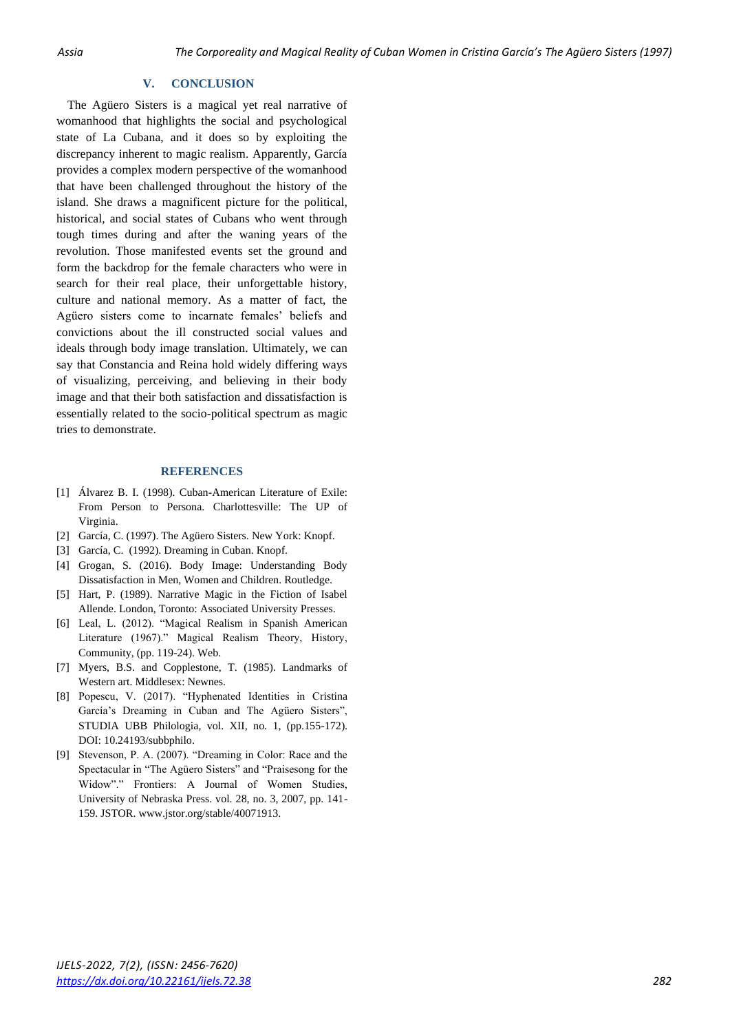## V. CONCLUSION

The Agüero Sisters is a magical yet real narrative of womanhood that highlights the social and psychological state of La Cubana, and it does so by exploiting the discrepancy inherent to magic realism. Apparently, García provides a complex modern perspective of the womanhood that have been challenged throughout the history of the island. She draws a magnificent picture for the political, historical, and social states of Cubans who went through tough times during and after the waning years of the revolution. Those manifested events set the ground and form the backdrop for the female characters who were in search for their real place, their unforgettable history, culture and national memory. As a matter of fact, the Agüero sisters come to incarnate females' beliefs and convictions about the ill constructed social values and ideals through body image translation. Ultimately, we can say that Constancia and Reina hold widely differing ways of visualizing, perceiving, and believing in their body image and that their both satisfaction and dissatisfaction is essentially related to the socio-political spectrum as magic tries to demonstrate.

## REFERENCES

[1] Álvarez B. I. (1998). Cuban-American Literature of Exile: From Person to Persona. Charlottesville: The UP of Virginia.

[2] García, C. (1997). The Agüero Sisters. New York: Knopf.

[3] García, C. (1992). Dreaming in Cuban. Knopf.

[4] Grogan, S. (2016). Body Image: Understanding Body Dissatisfaction in Men, Women and Children. Routledge.

[5] Hart, P. (1989). Narrative Magic in the Fiction of Isabel Allende. London, Toronto: Associated University Presses.

[6] Leal, L. (2012). "Magical Realism in Spanish American Literature (1967)." Magical Realism Theory, History, Community, (pp. 119-24). Web.

[7] Myers, B.S. and Copplestone, T. (1985). Landmarks of Western art. Middlesex: Newnes.

[8] Popescu, V. (2017). "Hyphenated Identities in Cristina García's Dreaming in Cuban and The Agüero Sisters", STUDIA UBB Philologia, vol. XII, no. 1, (pp.155-172). DOI: 10.24193/subbphilo.

[9] Stevenson, P. A. (2007). "Dreaming in Color: Race and the Spectacular in "The Agüero Sisters" and "Praisesong for the Widow"." Frontiers: A Journal of Women Studies, University of Nebraska Press. vol. 28, no. 3, 2007, pp. 141-159. JSTOR. www.jstor.org/stable/40071913.